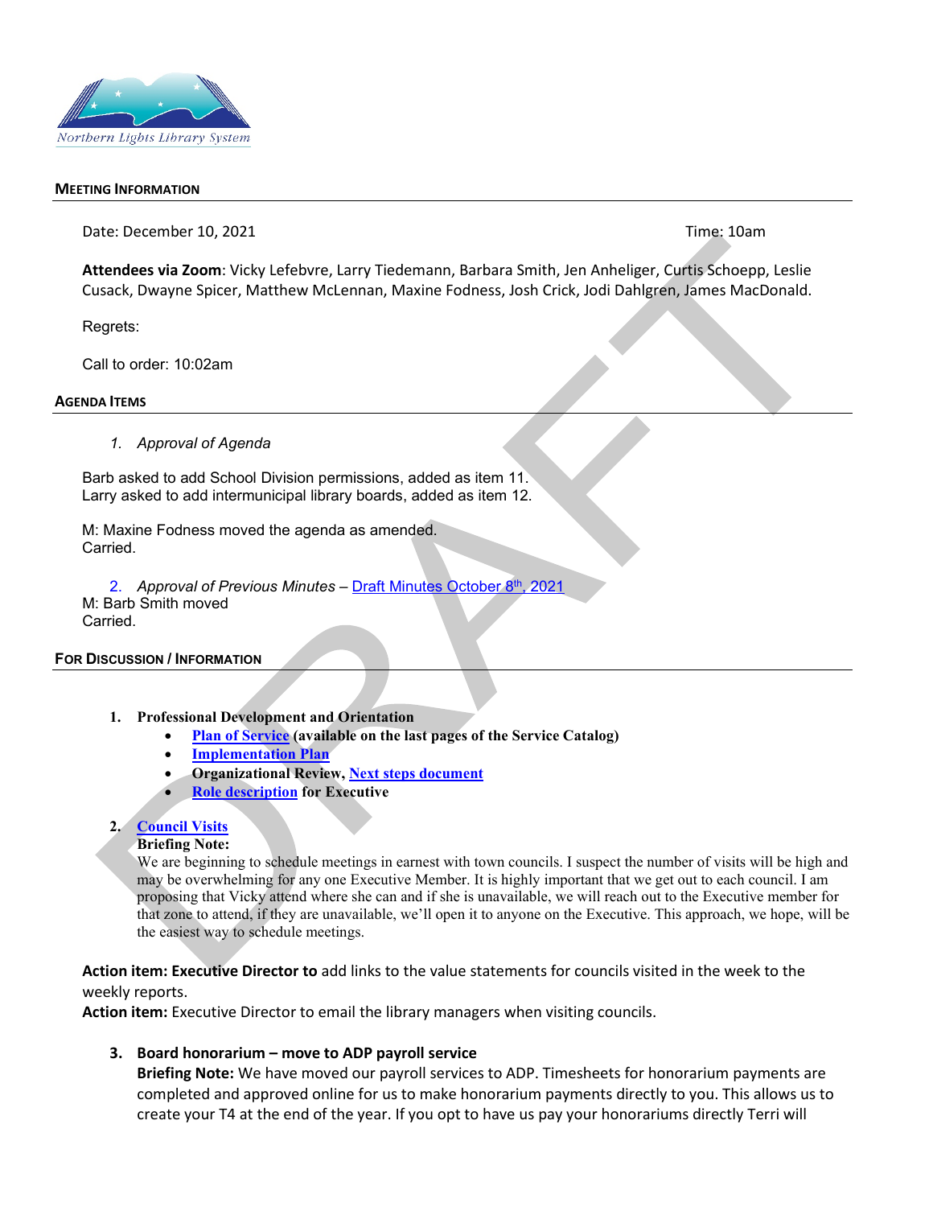Northern Lights Library System

**MEETING INFORMATION**

Date: December 10, 2021 Time: 10am

**Attendees via Zoom**: Vicky Lefebvre, Larry Tiedemann, Barbara Smith, Jen Anheliger, Curtis Schoepp, Leslie Cusack, Dwayne Spicer, Matthew McLennan, Maxine Fodness, Josh Crick, Jodi Dahlgren, James MacDonald.

Regrets:

Call to order: 10:02am

**AGENDA ITEMS**

1. *Approval of Agenda*

Barb asked to add School Division permissions, added as item 11.
Larry asked to add intermunicipal library boards, added as item 12.

M: Maxine Fodness moved the agenda as amended.
Carried.

2. *Approval of Previous Minutes* – Draft Minutes October 8th, 2021

M: Barb Smith moved
Carried.

**FOR DISCUSSION / INFORMATION**

1. **Professional Development and Orientation**
   - **Plan of Service (available on the last pages of the Service Catalog)**
   - **Implementation Plan**
   - **Organizational Review, Next steps document**
   - **Role description for Executive**

2. **Council Visits**

   **Briefing Note:**
   We are beginning to schedule meetings in earnest with town councils. I suspect the number of visits will be high and may be overwhelming for any one Executive Member. It is highly important that we get out to each council. I am proposing that Vicky attend where she can and if she is unavailable, we will reach out to the Executive member for that zone to attend, if they are unavailable, we'll open it to anyone on the Executive. This approach, we hope, will be the easiest way to schedule meetings.

**Action item: Executive Director to** add links to the value statements for councils visited in the week to the weekly reports.
**Action item:** Executive Director to email the library managers when visiting councils.

3. **Board honorarium – move to ADP payroll service**

   **Briefing Note:** We have moved our payroll services to ADP. Timesheets for honorarium payments are completed and approved online for us to make honorarium payments directly to you. This allows us to create your T4 at the end of the year. If you opt to have us pay your honorariums directly Terri will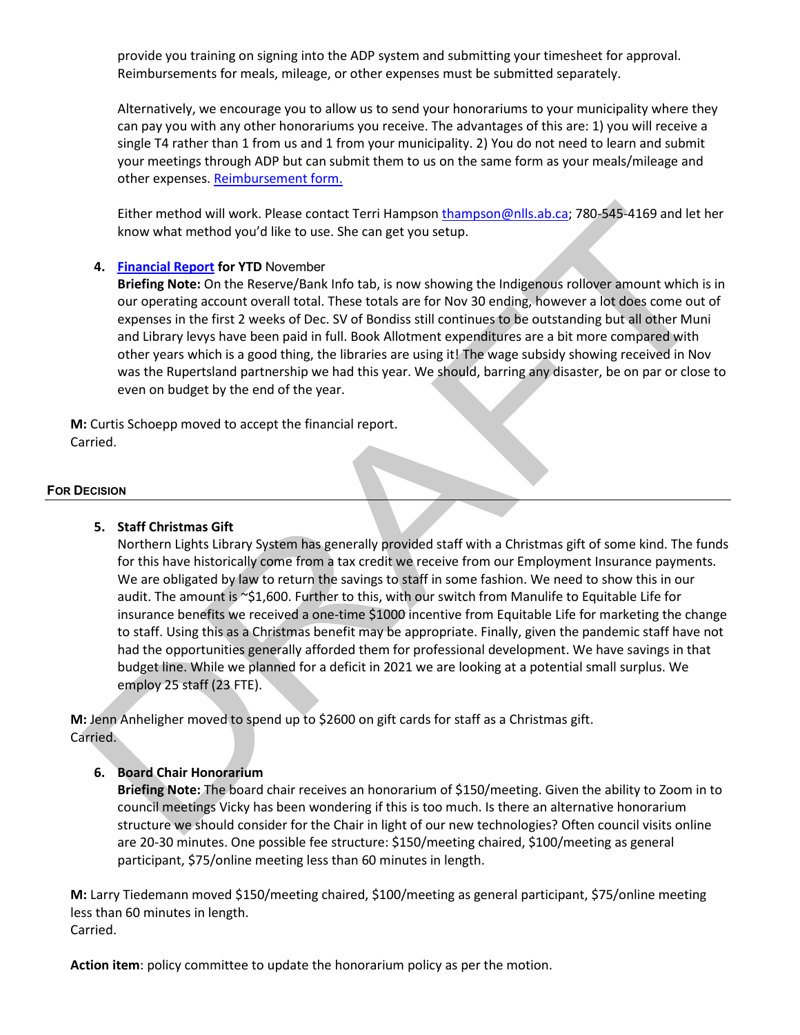provide you training on signing into the ADP system and submitting your timesheet for approval. Reimbursements for meals, mileage, or other expenses must be submitted separately.

Alternatively, we encourage you to allow us to send your honorariums to your municipality where they can pay you with any other honorariums you receive. The advantages of this are: 1) you will receive a single T4 rather than 1 from us and 1 from your municipality. 2) You do not need to learn and submit your meetings through ADP but can submit them to us on the same form as your meals/mileage and other expenses. Reimbursement form.

Either method will work. Please contact Terri Hampson thampson@nlls.ab.ca; 780-545-4169 and let her know what method you'd like to use. She can get you setup.

4. **Financial Report for YTD** November
   **Briefing Note:** On the Reserve/Bank Info tab, is now showing the Indigenous rollover amount which is in our operating account overall total. These totals are for Nov 30 ending, however a lot does come out of expenses in the first 2 weeks of Dec. SV of Bondiss still continues to be outstanding but all other Muni and Library levys have been paid in full. Book Allotment expenditures are a bit more compared with other years which is a good thing, the libraries are using it! The wage subsidy showing received in Nov was the Rupertsland partnership we had this year. We should, barring any disaster, be on par or close to even on budget by the end of the year.

**M:** Curtis Schoepp moved to accept the financial report.
Carried.

## For Decision

5. **Staff Christmas Gift**
   Northern Lights Library System has generally provided staff with a Christmas gift of some kind. The funds for this have historically come from a tax credit we receive from our Employment Insurance payments. We are obligated by law to return the savings to staff in some fashion. We need to show this in our audit. The amount is ~$1,600. Further to this, with our switch from Manulife to Equitable Life for insurance benefits we received a one-time $1000 incentive from Equitable Life for marketing the change to staff. Using this as a Christmas benefit may be appropriate. Finally, given the pandemic staff have not had the opportunities generally afforded them for professional development. We have savings in that budget line. While we planned for a deficit in 2021 we are looking at a potential small surplus. We employ 25 staff (23 FTE).

**M:** Jenn Anheligher moved to spend up to $2600 on gift cards for staff as a Christmas gift.
Carried.

6. **Board Chair Honorarium**
   **Briefing Note:** The board chair receives an honorarium of $150/meeting. Given the ability to Zoom in to council meetings Vicky has been wondering if this is too much. Is there an alternative honorarium structure we should consider for the Chair in light of our new technologies? Often council visits online are 20-30 minutes. One possible fee structure: $150/meeting chaired, $100/meeting as general participant, $75/online meeting less than 60 minutes in length.

**M:** Larry Tiedemann moved $150/meeting chaired, $100/meeting as general participant, $75/online meeting less than 60 minutes in length.
Carried.

**Action item**: policy committee to update the honorarium policy as per the motion.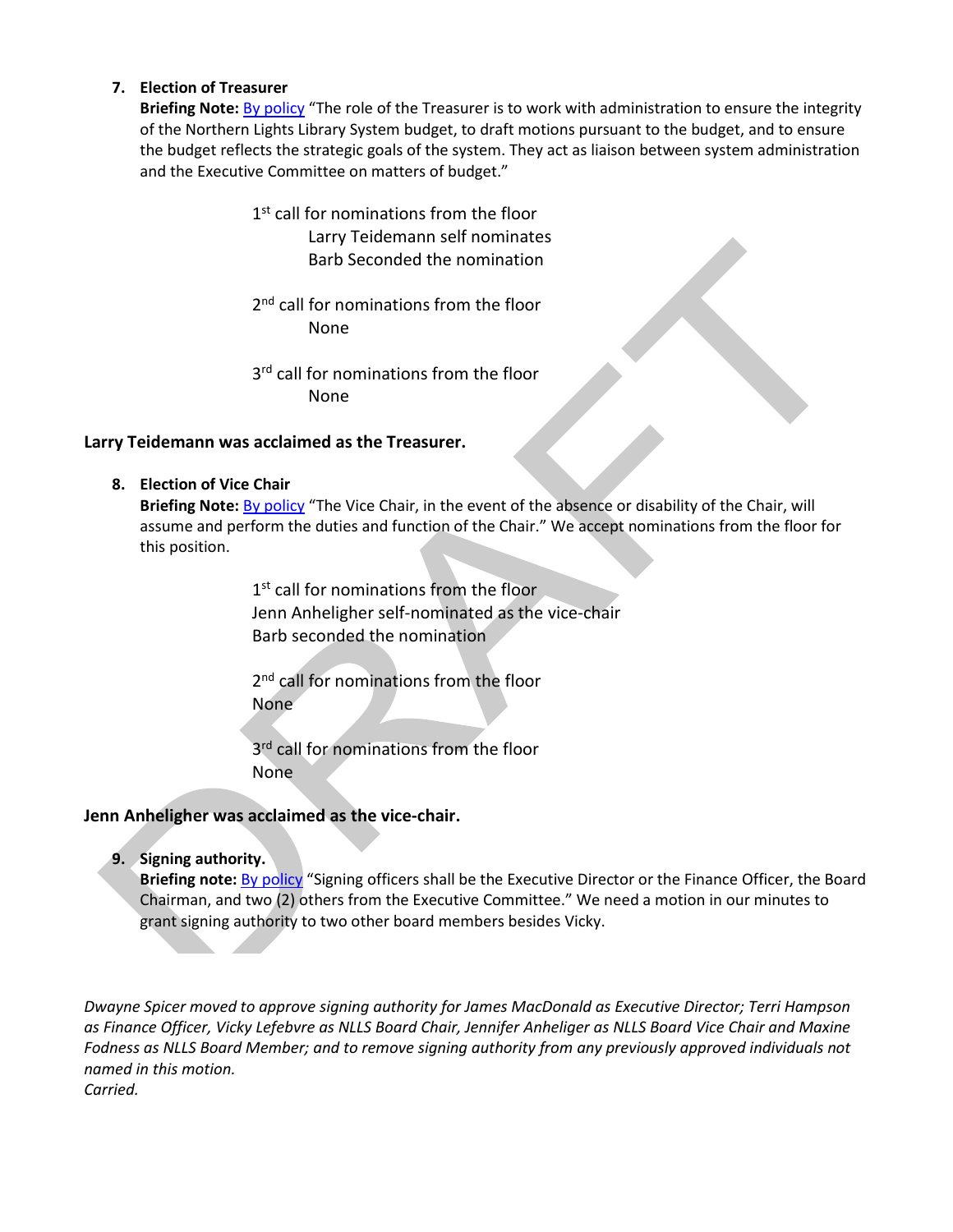7. **Election of Treasurer**

   **Briefing Note:** By policy "The role of the Treasurer is to work with administration to ensure the integrity of the Northern Lights Library System budget, to draft motions pursuant to the budget, and to ensure the budget reflects the strategic goals of the system. They act as liaison between system administration and the Executive Committee on matters of budget."

   1st call for nominations from the floor
   Larry Teidemann self nominates
   Barb Seconded the nomination

   2nd call for nominations from the floor
   None

   3rd call for nominations from the floor
   None

**Larry Teidemann was acclaimed as the Treasurer.**

8. **Election of Vice Chair**

   **Briefing Note:** By policy "The Vice Chair, in the event of the absence or disability of the Chair, will assume and perform the duties and function of the Chair." We accept nominations from the floor for this position.

   1st call for nominations from the floor
   Jenn Anheligher self-nominated as the vice-chair
   Barb seconded the nomination

   2nd call for nominations from the floor
   None

   3rd call for nominations from the floor
   None

**Jenn Anheligher was acclaimed as the vice-chair.**

9. **Signing authority.**

   **Briefing note:** By policy "Signing officers shall be the Executive Director or the Finance Officer, the Board Chairman, and two (2) others from the Executive Committee." We need a motion in our minutes to grant signing authority to two other board members besides Vicky.

*Dwayne Spicer moved to approve signing authority for James MacDonald as Executive Director; Terri Hampson as Finance Officer, Vicky Lefebvre as NLLS Board Chair, Jennifer Anheliger as NLLS Board Vice Chair and Maxine Fodness as NLLS Board Member; and to remove signing authority from any previously approved individuals not named in this motion.*
*Carried.*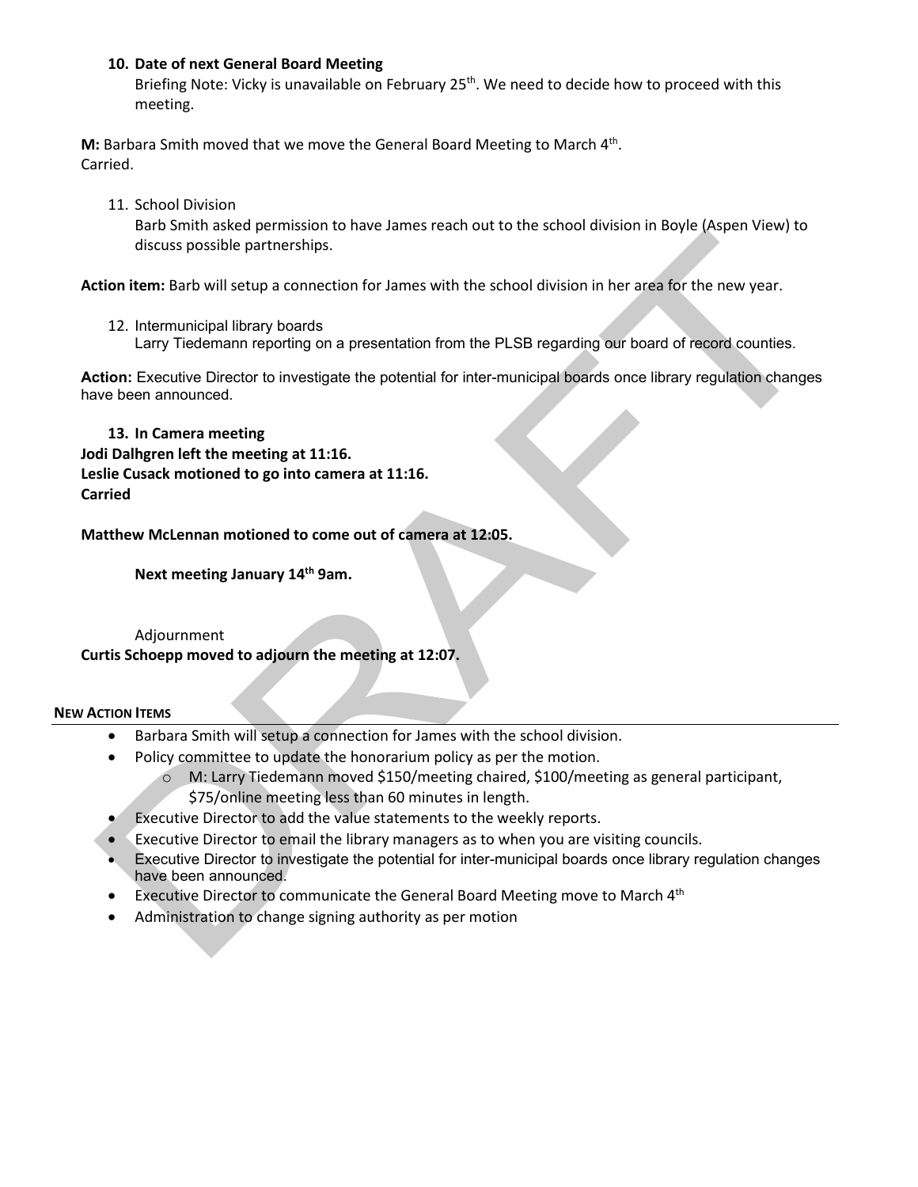**10. Date of next General Board Meeting**

Briefing Note: Vicky is unavailable on February 25th. We need to decide how to proceed with this meeting.

**M:** Barbara Smith moved that we move the General Board Meeting to March 4th.
Carried.

11. School Division

Barb Smith asked permission to have James reach out to the school division in Boyle (Aspen View) to discuss possible partnerships.

**Action item:** Barb will setup a connection for James with the school division in her area for the new year.

12. Intermunicipal library boards

Larry Tiedemann reporting on a presentation from the PLSB regarding our board of record counties.

**Action:** Executive Director to investigate the potential for inter-municipal boards once library regulation changes have been announced.

**13. In Camera meeting**

**Jodi Dalhgren left the meeting at 11:16.**
**Leslie Cusack motioned to go into camera at 11:16.**
**Carried**

**Matthew McLennan motioned to come out of camera at 12:05.**

**Next meeting January 14th 9am.**

Adjournment

**Curtis Schoepp moved to adjourn the meeting at 12:07.**

**NEW ACTION ITEMS**

- Barbara Smith will setup a connection for James with the school division.
- Policy committee to update the honorarium policy as per the motion.
  - M: Larry Tiedemann moved $150/meeting chaired, $100/meeting as general participant, $75/online meeting less than 60 minutes in length.
- Executive Director to add the value statements to the weekly reports.
- Executive Director to email the library managers as to when you are visiting councils.
- Executive Director to investigate the potential for inter-municipal boards once library regulation changes have been announced.
- Executive Director to communicate the General Board Meeting move to March 4th
- Administration to change signing authority as per motion